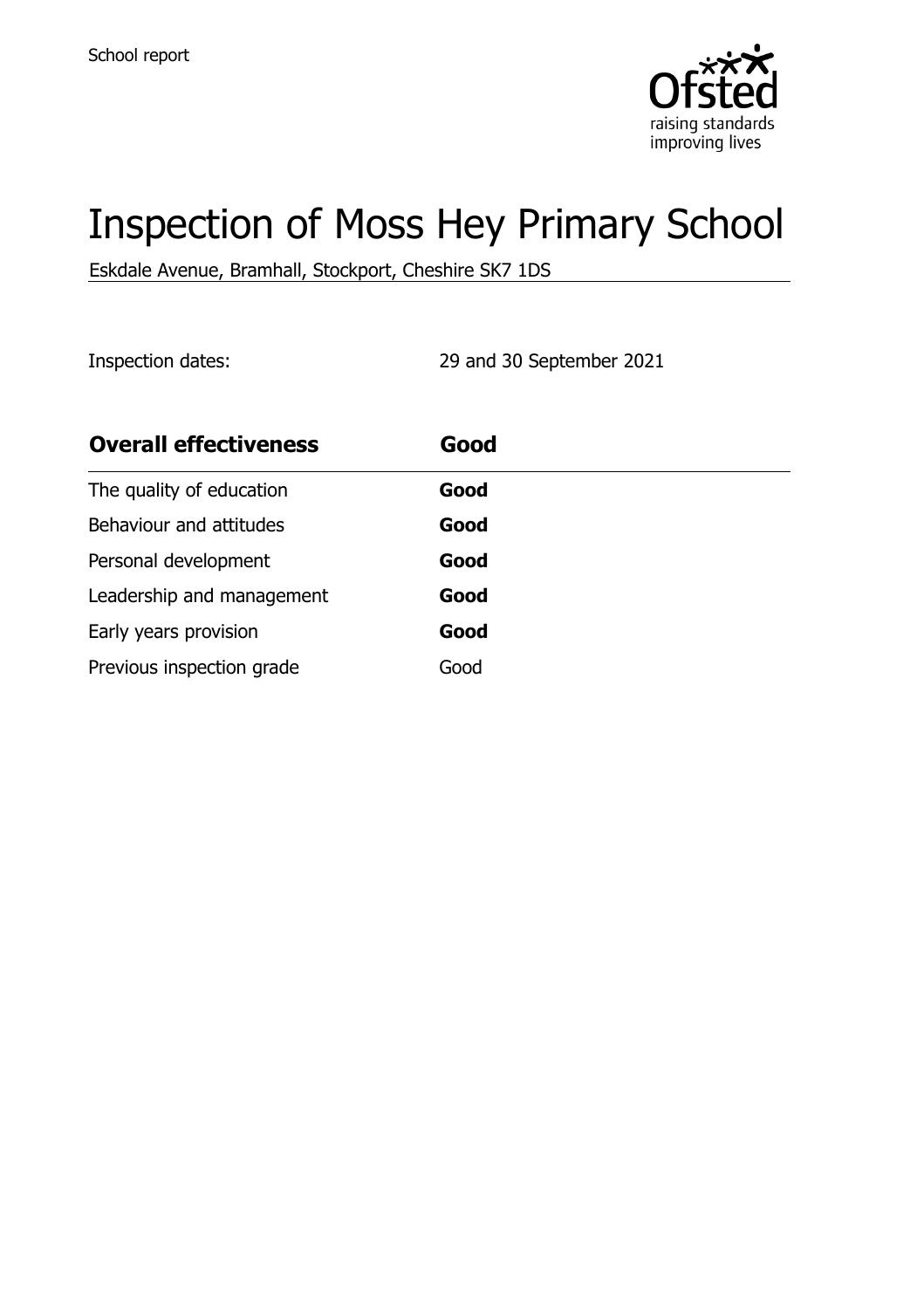School report

# Inspection of Moss Hey Primary School

Eskdale Avenue, Bramhall, Stockport, Cheshire SK7 1DS

Inspection dates: 29 and 30 September 2021

| Overall effectiveness | Good |
| --- | --- |
| The quality of education | **Good** |
| Behaviour and attitudes | **Good** |
| Personal development | **Good** |
| Leadership and management | **Good** |
| Early years provision | **Good** |
| Previous inspection grade | Good |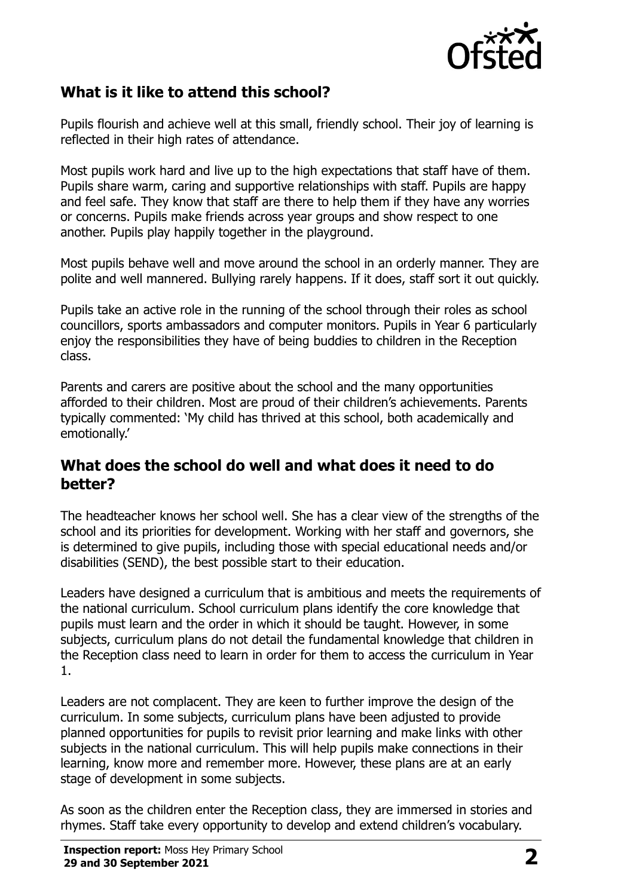## What is it like to attend this school?

Pupils flourish and achieve well at this small, friendly school. Their joy of learning is reflected in their high rates of attendance.

Most pupils work hard and live up to the high expectations that staff have of them. Pupils share warm, caring and supportive relationships with staff. Pupils are happy and feel safe. They know that staff are there to help them if they have any worries or concerns. Pupils make friends across year groups and show respect to one another. Pupils play happily together in the playground.

Most pupils behave well and move around the school in an orderly manner. They are polite and well mannered. Bullying rarely happens. If it does, staff sort it out quickly.

Pupils take an active role in the running of the school through their roles as school councillors, sports ambassadors and computer monitors. Pupils in Year 6 particularly enjoy the responsibilities they have of being buddies to children in the Reception class.

Parents and carers are positive about the school and the many opportunities afforded to their children. Most are proud of their children's achievements. Parents typically commented: 'My child has thrived at this school, both academically and emotionally.'

## What does the school do well and what does it need to do better?

The headteacher knows her school well. She has a clear view of the strengths of the school and its priorities for development. Working with her staff and governors, she is determined to give pupils, including those with special educational needs and/or disabilities (SEND), the best possible start to their education.

Leaders have designed a curriculum that is ambitious and meets the requirements of the national curriculum. School curriculum plans identify the core knowledge that pupils must learn and the order in which it should be taught. However, in some subjects, curriculum plans do not detail the fundamental knowledge that children in the Reception class need to learn in order for them to access the curriculum in Year 1.

Leaders are not complacent. They are keen to further improve the design of the curriculum. In some subjects, curriculum plans have been adjusted to provide planned opportunities for pupils to revisit prior learning and make links with other subjects in the national curriculum. This will help pupils make connections in their learning, know more and remember more. However, these plans are at an early stage of development in some subjects.

As soon as the children enter the Reception class, they are immersed in stories and rhymes. Staff take every opportunity to develop and extend children's vocabulary.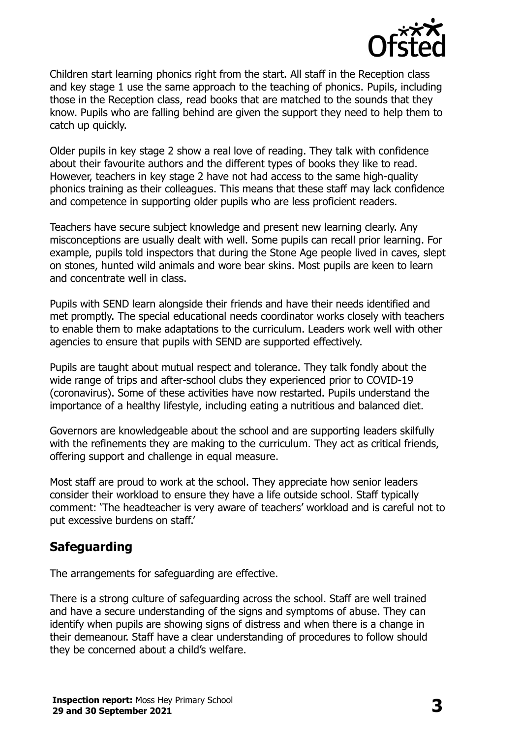Children start learning phonics right from the start. All staff in the Reception class and key stage 1 use the same approach to the teaching of phonics. Pupils, including those in the Reception class, read books that are matched to the sounds that they know. Pupils who are falling behind are given the support they need to help them to catch up quickly.

Older pupils in key stage 2 show a real love of reading. They talk with confidence about their favourite authors and the different types of books they like to read. However, teachers in key stage 2 have not had access to the same high-quality phonics training as their colleagues. This means that these staff may lack confidence and competence in supporting older pupils who are less proficient readers.

Teachers have secure subject knowledge and present new learning clearly. Any misconceptions are usually dealt with well. Some pupils can recall prior learning. For example, pupils told inspectors that during the Stone Age people lived in caves, slept on stones, hunted wild animals and wore bear skins. Most pupils are keen to learn and concentrate well in class.

Pupils with SEND learn alongside their friends and have their needs identified and met promptly. The special educational needs coordinator works closely with teachers to enable them to make adaptations to the curriculum. Leaders work well with other agencies to ensure that pupils with SEND are supported effectively.

Pupils are taught about mutual respect and tolerance. They talk fondly about the wide range of trips and after-school clubs they experienced prior to COVID-19 (coronavirus). Some of these activities have now restarted. Pupils understand the importance of a healthy lifestyle, including eating a nutritious and balanced diet.

Governors are knowledgeable about the school and are supporting leaders skilfully with the refinements they are making to the curriculum. They act as critical friends, offering support and challenge in equal measure.

Most staff are proud to work at the school. They appreciate how senior leaders consider their workload to ensure they have a life outside school. Staff typically comment: 'The headteacher is very aware of teachers' workload and is careful not to put excessive burdens on staff.'

## Safeguarding

The arrangements for safeguarding are effective.

There is a strong culture of safeguarding across the school. Staff are well trained and have a secure understanding of the signs and symptoms of abuse. They can identify when pupils are showing signs of distress and when there is a change in their demeanour. Staff have a clear understanding of procedures to follow should they be concerned about a child's welfare.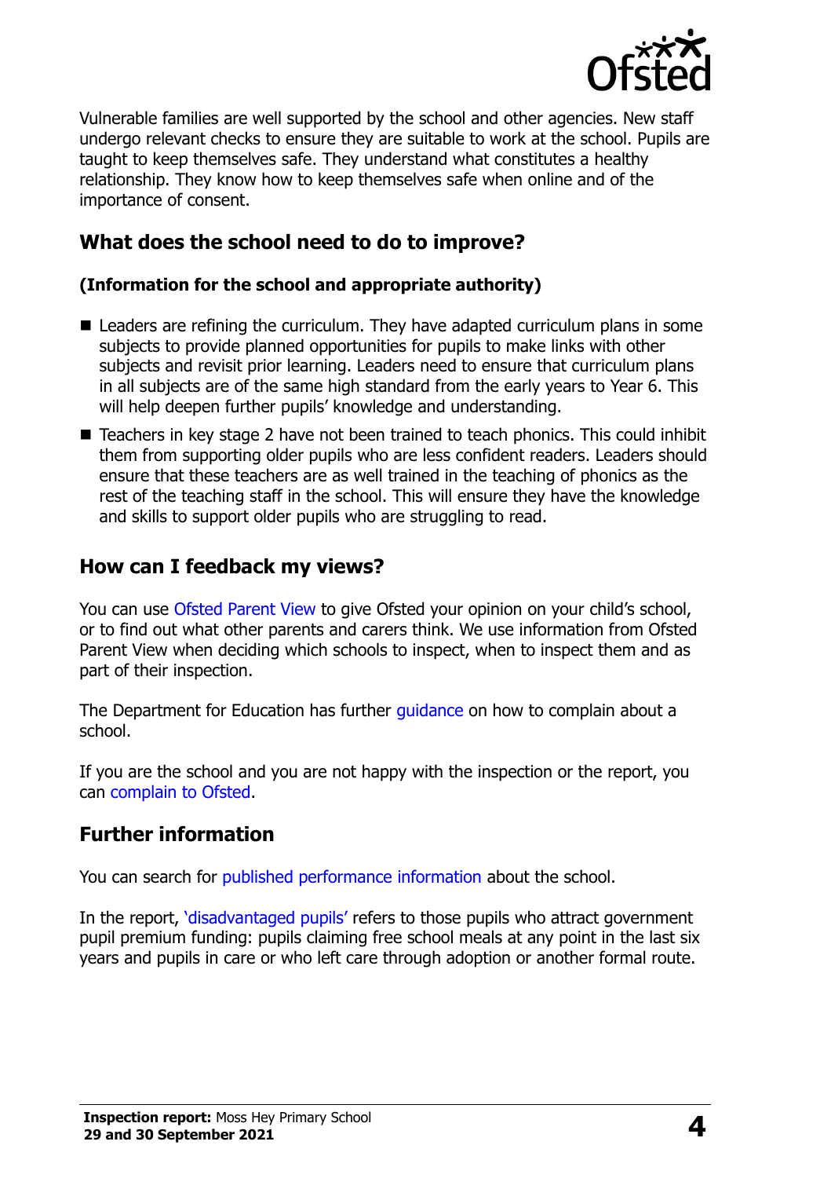Vulnerable families are well supported by the school and other agencies. New staff undergo relevant checks to ensure they are suitable to work at the school. Pupils are taught to keep themselves safe. They understand what constitutes a healthy relationship. They know how to keep themselves safe when online and of the importance of consent.

## What does the school need to do to improve?

### (Information for the school and appropriate authority)

- Leaders are refining the curriculum. They have adapted curriculum plans in some subjects to provide planned opportunities for pupils to make links with other subjects and revisit prior learning. Leaders need to ensure that curriculum plans in all subjects are of the same high standard from the early years to Year 6. This will help deepen further pupils' knowledge and understanding.
- Teachers in key stage 2 have not been trained to teach phonics. This could inhibit them from supporting older pupils who are less confident readers. Leaders should ensure that these teachers are as well trained in the teaching of phonics as the rest of the teaching staff in the school. This will ensure they have the knowledge and skills to support older pupils who are struggling to read.

## How can I feedback my views?

You can use Ofsted Parent View to give Ofsted your opinion on your child's school, or to find out what other parents and carers think. We use information from Ofsted Parent View when deciding which schools to inspect, when to inspect them and as part of their inspection.

The Department for Education has further guidance on how to complain about a school.

If you are the school and you are not happy with the inspection or the report, you can complain to Ofsted.

## Further information

You can search for published performance information about the school.

In the report, 'disadvantaged pupils' refers to those pupils who attract government pupil premium funding: pupils claiming free school meals at any point in the last six years and pupils in care or who left care through adoption or another formal route.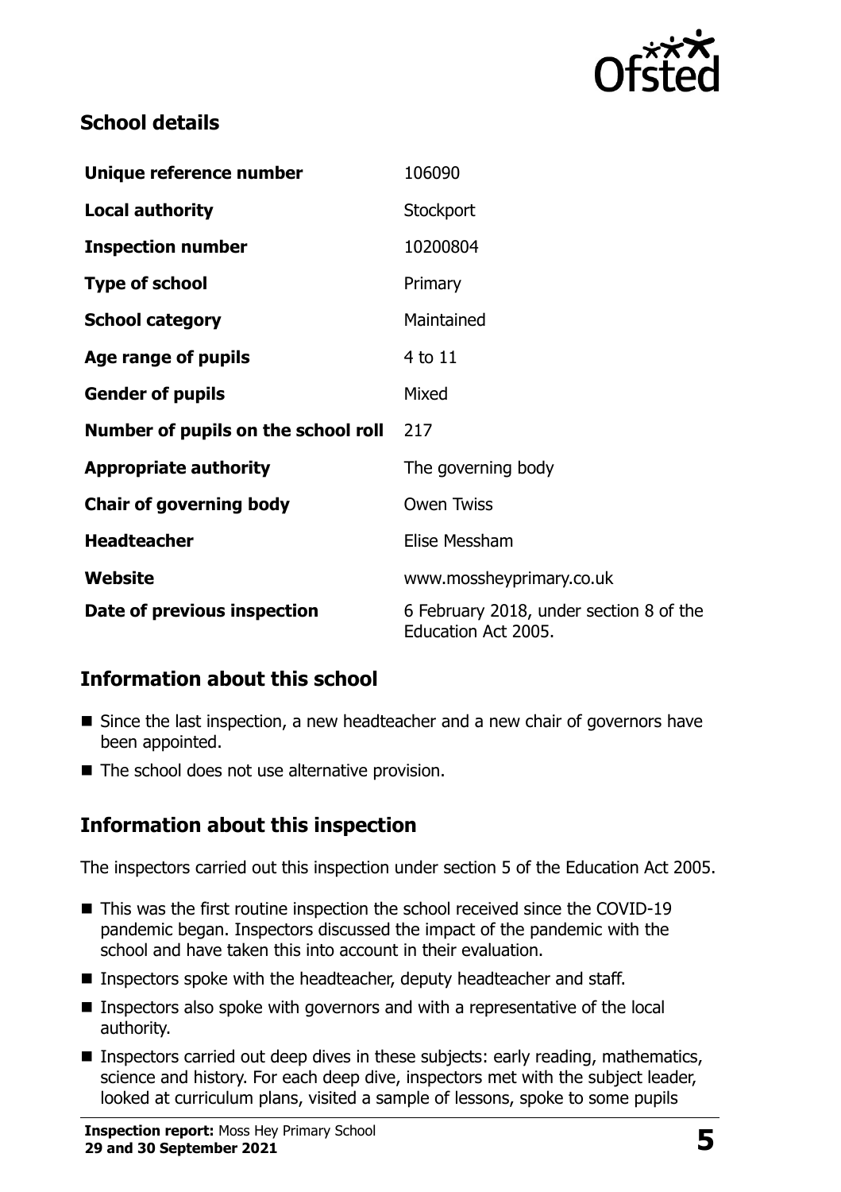## School details

| Unique reference number | 106090 |
|---|---|
| **Local authority** | Stockport |
| **Inspection number** | 10200804 |
| **Type of school** | Primary |
| **School category** | Maintained |
| **Age range of pupils** | 4 to 11 |
| **Gender of pupils** | Mixed |
| **Number of pupils on the school roll** | 217 |
| **Appropriate authority** | The governing body |
| **Chair of governing body** | Owen Twiss |
| **Headteacher** | Elise Messham |
| **Website** | www.mossheyprimary.co.uk |
| **Date of previous inspection** | 6 February 2018, under section 8 of the Education Act 2005. |

## Information about this school

- Since the last inspection, a new headteacher and a new chair of governors have been appointed.
- The school does not use alternative provision.

## Information about this inspection

The inspectors carried out this inspection under section 5 of the Education Act 2005.

- This was the first routine inspection the school received since the COVID-19 pandemic began. Inspectors discussed the impact of the pandemic with the school and have taken this into account in their evaluation.
- Inspectors spoke with the headteacher, deputy headteacher and staff.
- Inspectors also spoke with governors and with a representative of the local authority.
- Inspectors carried out deep dives in these subjects: early reading, mathematics, science and history. For each deep dive, inspectors met with the subject leader, looked at curriculum plans, visited a sample of lessons, spoke to some pupils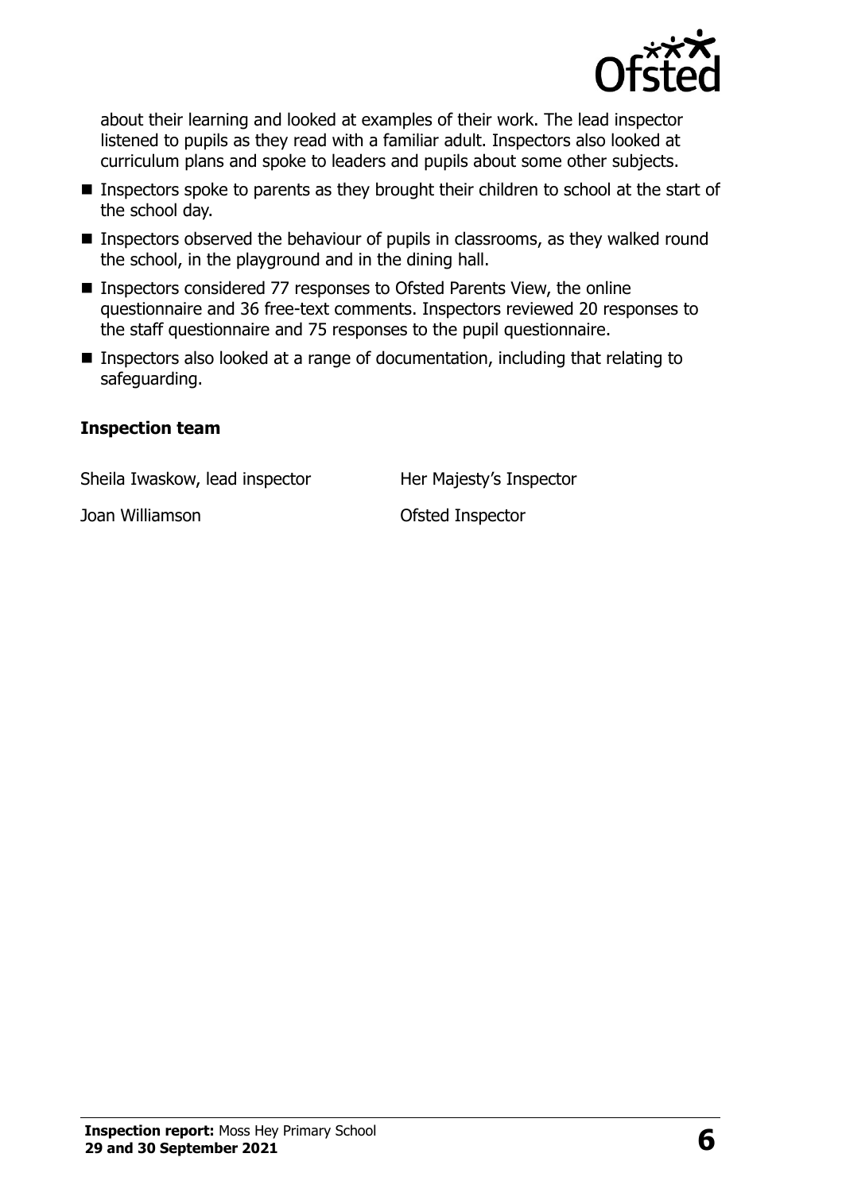about their learning and looked at examples of their work. The lead inspector listened to pupils as they read with a familiar adult. Inspectors also looked at curriculum plans and spoke to leaders and pupils about some other subjects.

- Inspectors spoke to parents as they brought their children to school at the start of the school day.
- Inspectors observed the behaviour of pupils in classrooms, as they walked round the school, in the playground and in the dining hall.
- Inspectors considered 77 responses to Ofsted Parents View, the online questionnaire and 36 free-text comments. Inspectors reviewed 20 responses to the staff questionnaire and 75 responses to the pupil questionnaire.
- Inspectors also looked at a range of documentation, including that relating to safeguarding.

### Inspection team

| | |
|---|---|
| Sheila Iwaskow, lead inspector | Her Majesty's Inspector |
| Joan Williamson | Ofsted Inspector |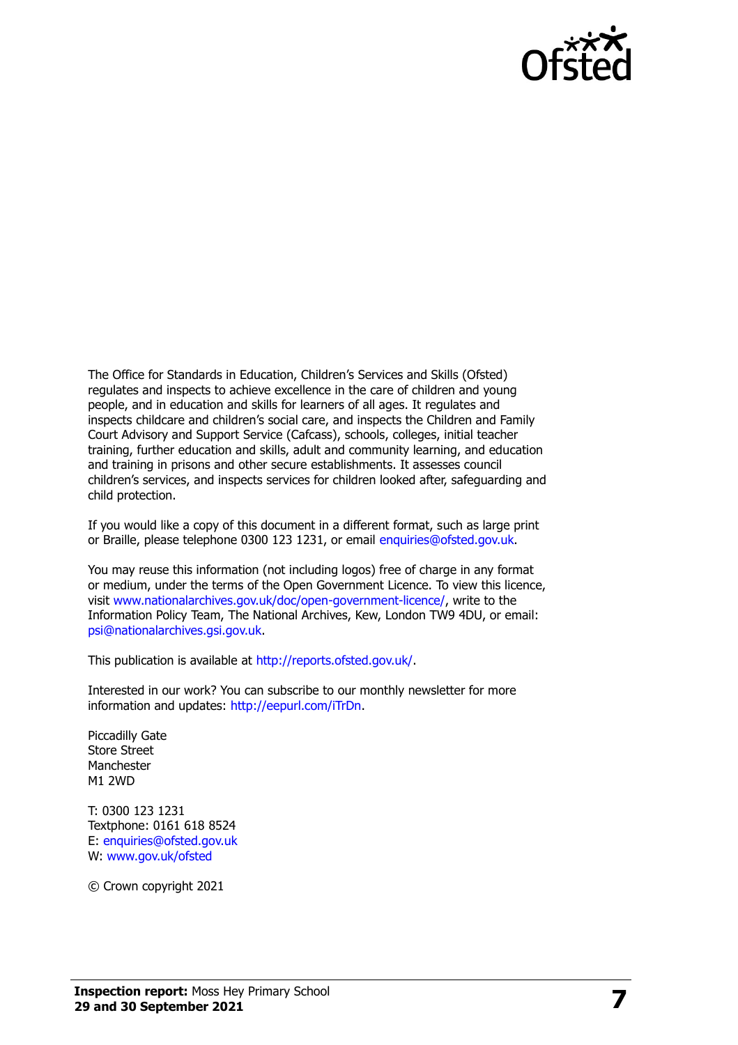The Office for Standards in Education, Children's Services and Skills (Ofsted) regulates and inspects to achieve excellence in the care of children and young people, and in education and skills for learners of all ages. It regulates and inspects childcare and children's social care, and inspects the Children and Family Court Advisory and Support Service (Cafcass), schools, colleges, initial teacher training, further education and skills, adult and community learning, and education and training in prisons and other secure establishments. It assesses council children's services, and inspects services for children looked after, safeguarding and child protection.

If you would like a copy of this document in a different format, such as large print or Braille, please telephone 0300 123 1231, or email enquiries@ofsted.gov.uk.

You may reuse this information (not including logos) free of charge in any format or medium, under the terms of the Open Government Licence. To view this licence, visit www.nationalarchives.gov.uk/doc/open-government-licence/, write to the Information Policy Team, The National Archives, Kew, London TW9 4DU, or email: psi@nationalarchives.gsi.gov.uk.

This publication is available at http://reports.ofsted.gov.uk/.

Interested in our work? You can subscribe to our monthly newsletter for more information and updates: http://eepurl.com/iTrDn.

Piccadilly Gate
Store Street
Manchester
M1 2WD

T: 0300 123 1231
Textphone: 0161 618 8524
E: enquiries@ofsted.gov.uk
W: www.gov.uk/ofsted

© Crown copyright 2021